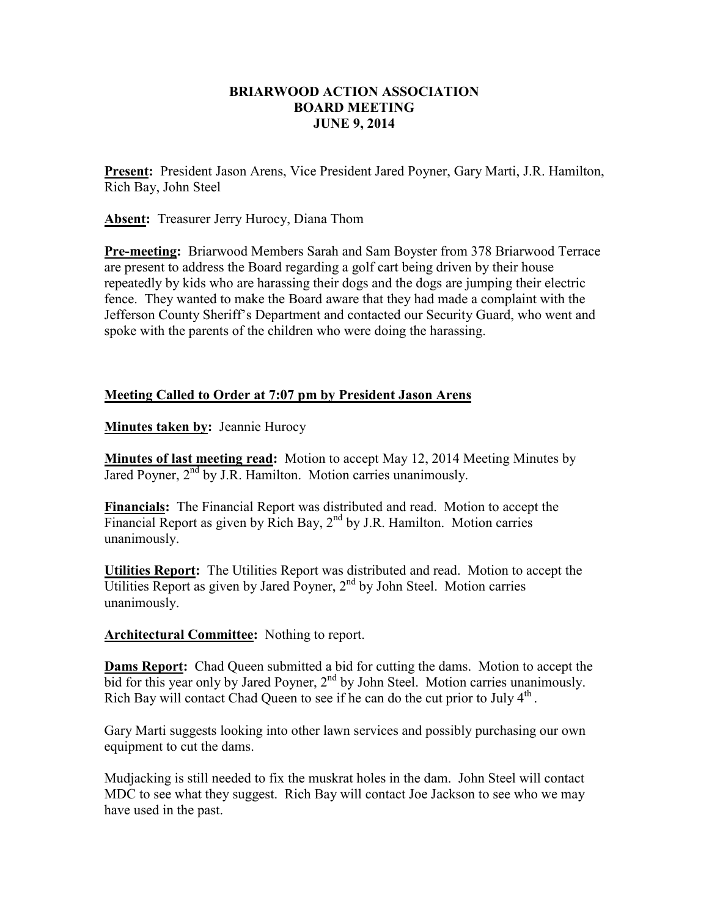# BRIARWOOD ACTION ASSOCIATION
## BOARD MEETING
## JUNE 9, 2014

**Present:** President Jason Arens, Vice President Jared Poyner, Gary Marti, J.R. Hamilton, Rich Bay, John Steel

**Absent:** Treasurer Jerry Hurocy, Diana Thom

**Pre-meeting:** Briarwood Members Sarah and Sam Boyster from 378 Briarwood Terrace are present to address the Board regarding a golf cart being driven by their house repeatedly by kids who are harassing their dogs and the dogs are jumping their electric fence. They wanted to make the Board aware that they had made a complaint with the Jefferson County Sheriff's Department and contacted our Security Guard, who went and spoke with the parents of the children who were doing the harassing.

**Meeting Called to Order at 7:07 pm by President Jason Arens**

**Minutes taken by:** Jeannie Hurocy

**Minutes of last meeting read:** Motion to accept May 12, 2014 Meeting Minutes by Jared Poyner, 2nd by J.R. Hamilton. Motion carries unanimously.

**Financials:** The Financial Report was distributed and read. Motion to accept the Financial Report as given by Rich Bay, 2nd by J.R. Hamilton. Motion carries unanimously.

**Utilities Report:** The Utilities Report was distributed and read. Motion to accept the Utilities Report as given by Jared Poyner, 2nd by John Steel. Motion carries unanimously.

**Architectural Committee:** Nothing to report.

**Dams Report:** Chad Queen submitted a bid for cutting the dams. Motion to accept the bid for this year only by Jared Poyner, 2nd by John Steel. Motion carries unanimously. Rich Bay will contact Chad Queen to see if he can do the cut prior to July 4th.

Gary Marti suggests looking into other lawn services and possibly purchasing our own equipment to cut the dams.

Mudjacking is still needed to fix the muskrat holes in the dam. John Steel will contact MDC to see what they suggest. Rich Bay will contact Joe Jackson to see who we may have used in the past.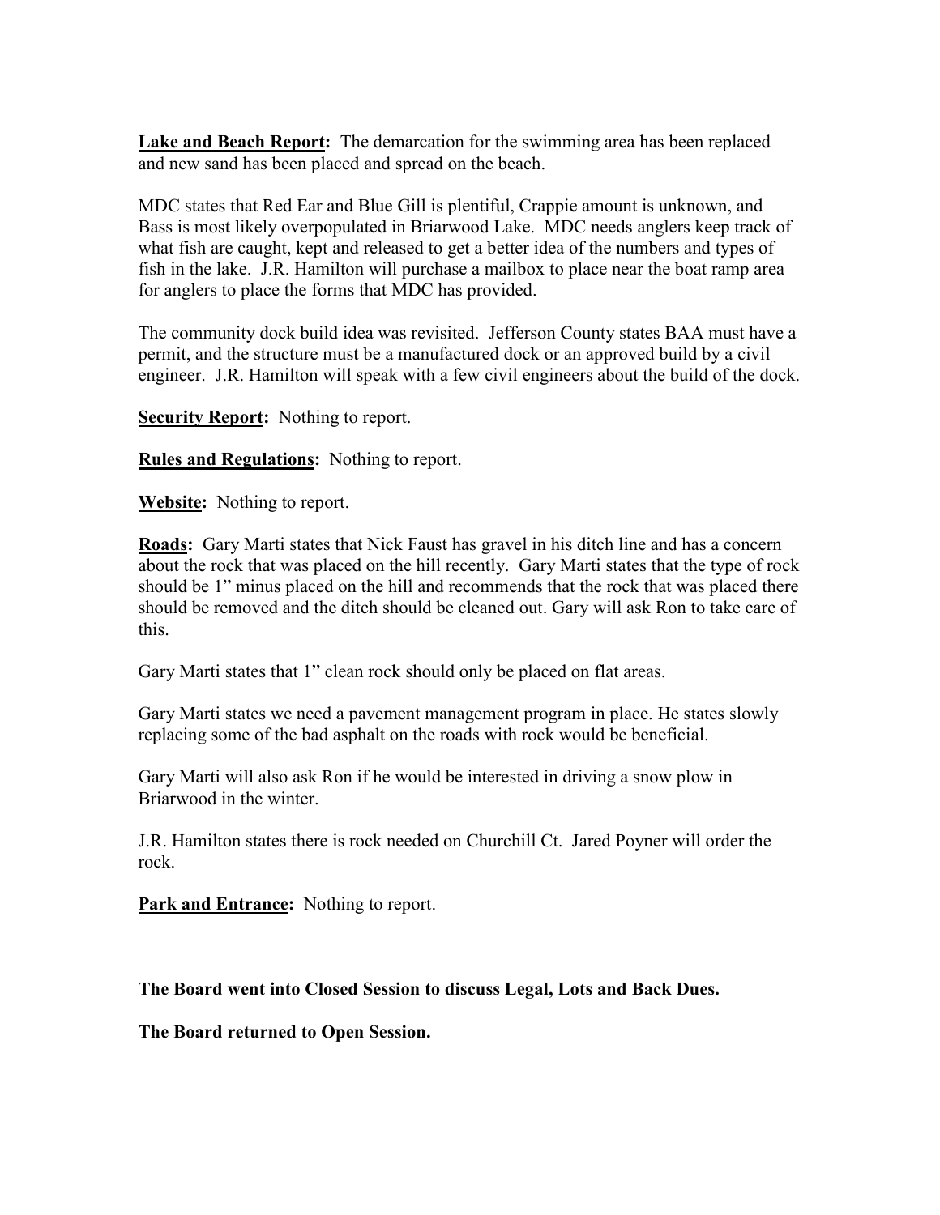**Lake and Beach Report:** The demarcation for the swimming area has been replaced and new sand has been placed and spread on the beach.

MDC states that Red Ear and Blue Gill is plentiful, Crappie amount is unknown, and Bass is most likely overpopulated in Briarwood Lake. MDC needs anglers keep track of what fish are caught, kept and released to get a better idea of the numbers and types of fish in the lake. J.R. Hamilton will purchase a mailbox to place near the boat ramp area for anglers to place the forms that MDC has provided.

The community dock build idea was revisited. Jefferson County states BAA must have a permit, and the structure must be a manufactured dock or an approved build by a civil engineer. J.R. Hamilton will speak with a few civil engineers about the build of the dock.

**Security Report:** Nothing to report.

**Rules and Regulations:** Nothing to report.

**Website:** Nothing to report.

**Roads:** Gary Marti states that Nick Faust has gravel in his ditch line and has a concern about the rock that was placed on the hill recently. Gary Marti states that the type of rock should be 1" minus placed on the hill and recommends that the rock that was placed there should be removed and the ditch should be cleaned out. Gary will ask Ron to take care of this.

Gary Marti states that 1" clean rock should only be placed on flat areas.

Gary Marti states we need a pavement management program in place. He states slowly replacing some of the bad asphalt on the roads with rock would be beneficial.

Gary Marti will also ask Ron if he would be interested in driving a snow plow in Briarwood in the winter.

J.R. Hamilton states there is rock needed on Churchill Ct. Jared Poyner will order the rock.

**Park and Entrance:** Nothing to report.

**The Board went into Closed Session to discuss Legal, Lots and Back Dues.**

**The Board returned to Open Session.**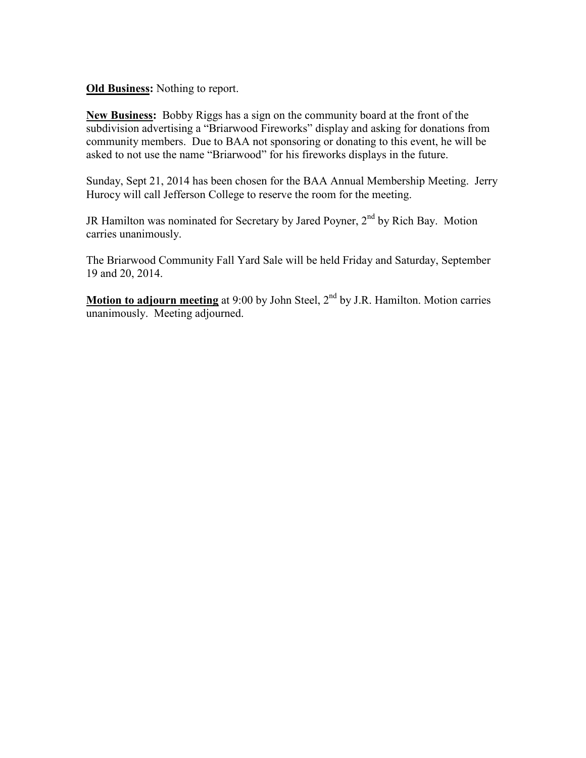**Old Business:** Nothing to report.

**New Business:** Bobby Riggs has a sign on the community board at the front of the subdivision advertising a "Briarwood Fireworks" display and asking for donations from community members. Due to BAA not sponsoring or donating to this event, he will be asked to not use the name "Briarwood" for his fireworks displays in the future.

Sunday, Sept 21, 2014 has been chosen for the BAA Annual Membership Meeting. Jerry Hurocy will call Jefferson College to reserve the room for the meeting.

JR Hamilton was nominated for Secretary by Jared Poyner, 2nd by Rich Bay. Motion carries unanimously.

The Briarwood Community Fall Yard Sale will be held Friday and Saturday, September 19 and 20, 2014.

**Motion to adjourn meeting** at 9:00 by John Steel, 2nd by J.R. Hamilton. Motion carries unanimously. Meeting adjourned.